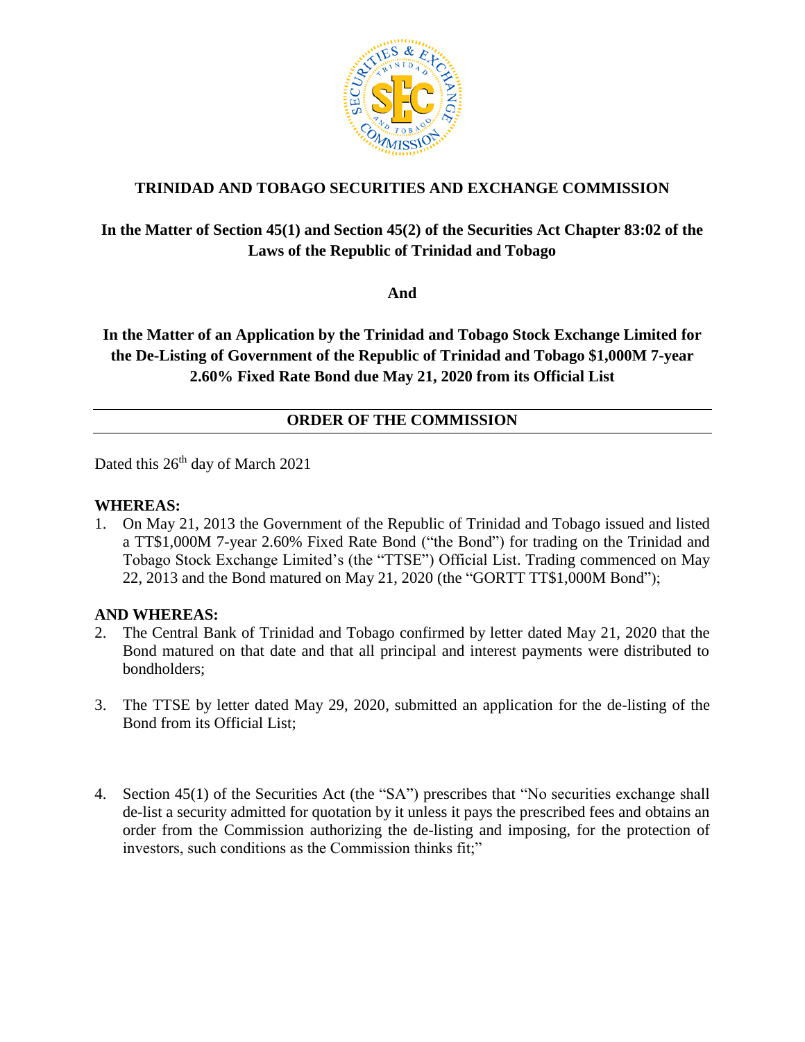**TRINIDAD AND TOBAGO SECURITIES AND EXCHANGE COMMISSION**

**In the Matter of Section 45(1) and Section 45(2) of the Securities Act Chapter 83:02 of the Laws of the Republic of Trinidad and Tobago**

**And**

**In the Matter of an Application by the Trinidad and Tobago Stock Exchange Limited for the De-Listing of Government of the Republic of Trinidad and Tobago $1,000M 7-year 2.60% Fixed Rate Bond due May 21, 2020 from its Official List**

---

**ORDER OF THE COMMISSION**

---

Dated this 26th day of March 2021

**WHEREAS:**

1. On May 21, 2013 the Government of the Republic of Trinidad and Tobago issued and listed a TT$1,000M 7-year 2.60% Fixed Rate Bond ("the Bond") for trading on the Trinidad and Tobago Stock Exchange Limited's (the "TTSE") Official List. Trading commenced on May 22, 2013 and the Bond matured on May 21, 2020 (the "GORTT TT$1,000M Bond");

**AND WHEREAS:**

2. The Central Bank of Trinidad and Tobago confirmed by letter dated May 21, 2020 that the Bond matured on that date and that all principal and interest payments were distributed to bondholders;

3. The TTSE by letter dated May 29, 2020, submitted an application for the de-listing of the Bond from its Official List;

4. Section 45(1) of the Securities Act (the "SA") prescribes that "No securities exchange shall de-list a security admitted for quotation by it unless it pays the prescribed fees and obtains an order from the Commission authorizing the de-listing and imposing, for the protection of investors, such conditions as the Commission thinks fit;"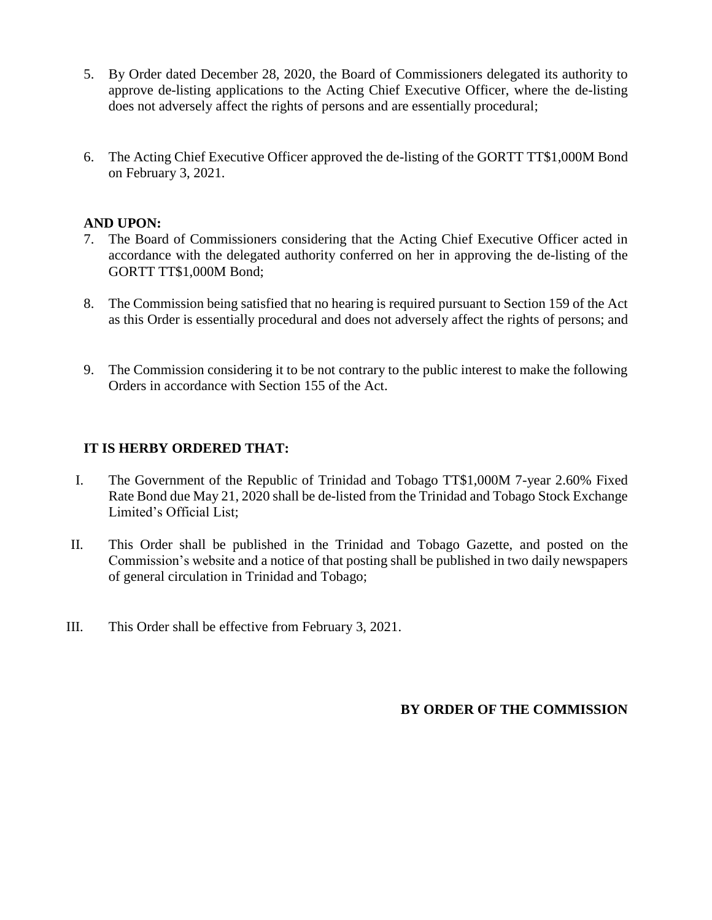5. By Order dated December 28, 2020, the Board of Commissioners delegated its authority to approve de-listing applications to the Acting Chief Executive Officer, where the de-listing does not adversely affect the rights of persons and are essentially procedural;

6. The Acting Chief Executive Officer approved the de-listing of the GORTT TT$1,000M Bond on February 3, 2021.

**AND UPON:**

7. The Board of Commissioners considering that the Acting Chief Executive Officer acted in accordance with the delegated authority conferred on her in approving the de-listing of the GORTT TT$1,000M Bond;

8. The Commission being satisfied that no hearing is required pursuant to Section 159 of the Act as this Order is essentially procedural and does not adversely affect the rights of persons; and

9. The Commission considering it to be not contrary to the public interest to make the following Orders in accordance with Section 155 of the Act.

**IT IS HERBY ORDERED THAT:**

I. The Government of the Republic of Trinidad and Tobago TT$1,000M 7-year 2.60% Fixed Rate Bond due May 21, 2020 shall be de-listed from the Trinidad and Tobago Stock Exchange Limited's Official List;

II. This Order shall be published in the Trinidad and Tobago Gazette, and posted on the Commission's website and a notice of that posting shall be published in two daily newspapers of general circulation in Trinidad and Tobago;

III. This Order shall be effective from February 3, 2021.

**BY ORDER OF THE COMMISSION**